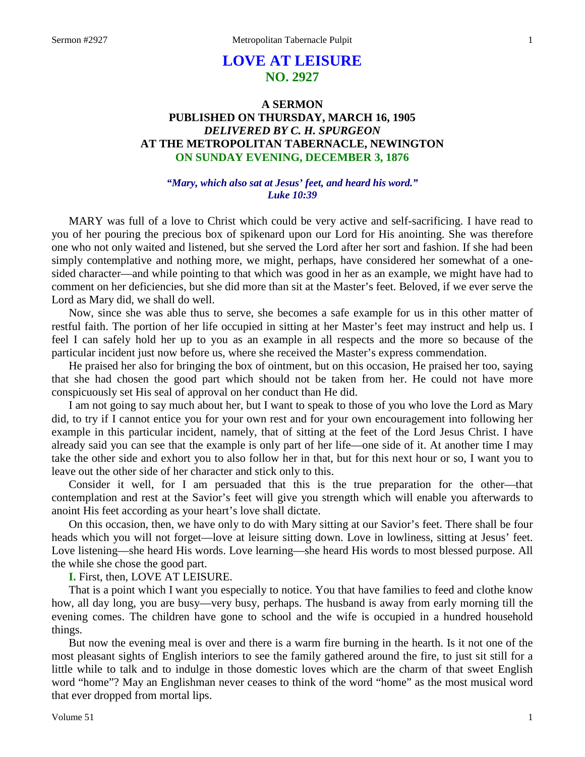# LOVE AT LEISURE
## NO. 2927

### A SERMON
### PUBLISHED ON THURSDAY, MARCH 16, 1905
### *DELIVERED BY C. H. SPURGEON*
### AT THE METROPOLITAN TABERNACLE, NEWINGTON
### ON SUNDAY EVENING, DECEMBER 3, 1876

***"Mary, which also sat at Jesus' feet, and heard his word."***
***Luke 10:39***

MARY was full of a love to Christ which could be very active and self-sacrificing. I have read to you of her pouring the precious box of spikenard upon our Lord for His anointing. She was therefore one who not only waited and listened, but she served the Lord after her sort and fashion. If she had been simply contemplative and nothing more, we might, perhaps, have considered her somewhat of a one-sided character—and while pointing to that which was good in her as an example, we might have had to comment on her deficiencies, but she did more than sit at the Master's feet. Beloved, if we ever serve the Lord as Mary did, we shall do well.

Now, since she was able thus to serve, she becomes a safe example for us in this other matter of restful faith. The portion of her life occupied in sitting at her Master's feet may instruct and help us. I feel I can safely hold her up to you as an example in all respects and the more so because of the particular incident just now before us, where she received the Master's express commendation.

He praised her also for bringing the box of ointment, but on this occasion, He praised her too, saying that she had chosen the good part which should not be taken from her. He could not have more conspicuously set His seal of approval on her conduct than He did.

I am not going to say much about her, but I want to speak to those of you who love the Lord as Mary did, to try if I cannot entice you for your own rest and for your own encouragement into following her example in this particular incident, namely, that of sitting at the feet of the Lord Jesus Christ. I have already said you can see that the example is only part of her life—one side of it. At another time I may take the other side and exhort you to also follow her in that, but for this next hour or so, I want you to leave out the other side of her character and stick only to this.

Consider it well, for I am persuaded that this is the true preparation for the other—that contemplation and rest at the Savior's feet will give you strength which will enable you afterwards to anoint His feet according as your heart's love shall dictate.

On this occasion, then, we have only to do with Mary sitting at our Savior's feet. There shall be four heads which you will not forget—love at leisure sitting down. Love in lowliness, sitting at Jesus' feet. Love listening—she heard His words. Love learning—she heard His words to most blessed purpose. All the while she chose the good part.

**I.** First, then, LOVE AT LEISURE.

That is a point which I want you especially to notice. You that have families to feed and clothe know how, all day long, you are busy—very busy, perhaps. The husband is away from early morning till the evening comes. The children have gone to school and the wife is occupied in a hundred household things.

But now the evening meal is over and there is a warm fire burning in the hearth. Is it not one of the most pleasant sights of English interiors to see the family gathered around the fire, to just sit still for a little while to talk and to indulge in those domestic loves which are the charm of that sweet English word "home"? May an Englishman never ceases to think of the word "home" as the most musical word that ever dropped from mortal lips.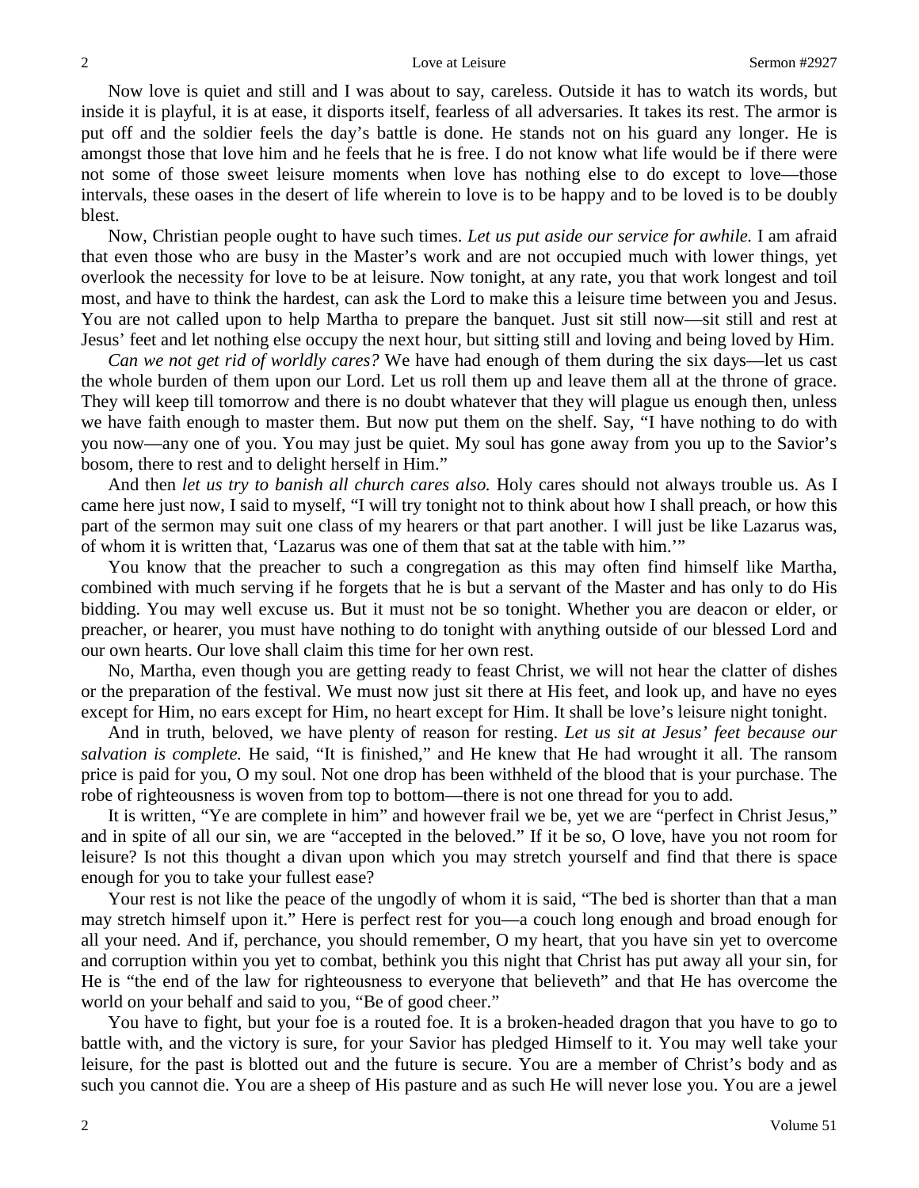Now love is quiet and still and I was about to say, careless. Outside it has to watch its words, but inside it is playful, it is at ease, it disports itself, fearless of all adversaries. It takes its rest. The armor is put off and the soldier feels the day's battle is done. He stands not on his guard any longer. He is amongst those that love him and he feels that he is free. I do not know what life would be if there were not some of those sweet leisure moments when love has nothing else to do except to love—those intervals, these oases in the desert of life wherein to love is to be happy and to be loved is to be doubly blest.

Now, Christian people ought to have such times. *Let us put aside our service for awhile.* I am afraid that even those who are busy in the Master's work and are not occupied much with lower things, yet overlook the necessity for love to be at leisure. Now tonight, at any rate, you that work longest and toil most, and have to think the hardest, can ask the Lord to make this a leisure time between you and Jesus. You are not called upon to help Martha to prepare the banquet. Just sit still now—sit still and rest at Jesus' feet and let nothing else occupy the next hour, but sitting still and loving and being loved by Him.

*Can we not get rid of worldly cares?* We have had enough of them during the six days—let us cast the whole burden of them upon our Lord. Let us roll them up and leave them all at the throne of grace. They will keep till tomorrow and there is no doubt whatever that they will plague us enough then, unless we have faith enough to master them. But now put them on the shelf. Say, "I have nothing to do with you now—any one of you. You may just be quiet. My soul has gone away from you up to the Savior's bosom, there to rest and to delight herself in Him."

And then *let us try to banish all church cares also.* Holy cares should not always trouble us. As I came here just now, I said to myself, "I will try tonight not to think about how I shall preach, or how this part of the sermon may suit one class of my hearers or that part another. I will just be like Lazarus was, of whom it is written that, 'Lazarus was one of them that sat at the table with him.'"

You know that the preacher to such a congregation as this may often find himself like Martha, combined with much serving if he forgets that he is but a servant of the Master and has only to do His bidding. You may well excuse us. But it must not be so tonight. Whether you are deacon or elder, or preacher, or hearer, you must have nothing to do tonight with anything outside of our blessed Lord and our own hearts. Our love shall claim this time for her own rest.

No, Martha, even though you are getting ready to feast Christ, we will not hear the clatter of dishes or the preparation of the festival. We must now just sit there at His feet, and look up, and have no eyes except for Him, no ears except for Him, no heart except for Him. It shall be love's leisure night tonight.

And in truth, beloved, we have plenty of reason for resting. *Let us sit at Jesus' feet because our salvation is complete.* He said, "It is finished," and He knew that He had wrought it all. The ransom price is paid for you, O my soul. Not one drop has been withheld of the blood that is your purchase. The robe of righteousness is woven from top to bottom—there is not one thread for you to add.

It is written, "Ye are complete in him" and however frail we be, yet we are "perfect in Christ Jesus," and in spite of all our sin, we are "accepted in the beloved." If it be so, O love, have you not room for leisure? Is not this thought a divan upon which you may stretch yourself and find that there is space enough for you to take your fullest ease?

Your rest is not like the peace of the ungodly of whom it is said, "The bed is shorter than that a man may stretch himself upon it." Here is perfect rest for you—a couch long enough and broad enough for all your need. And if, perchance, you should remember, O my heart, that you have sin yet to overcome and corruption within you yet to combat, bethink you this night that Christ has put away all your sin, for He is "the end of the law for righteousness to everyone that believeth" and that He has overcome the world on your behalf and said to you, "Be of good cheer."

You have to fight, but your foe is a routed foe. It is a broken-headed dragon that you have to go to battle with, and the victory is sure, for your Savior has pledged Himself to it. You may well take your leisure, for the past is blotted out and the future is secure. You are a member of Christ's body and as such you cannot die. You are a sheep of His pasture and as such He will never lose you. You are a jewel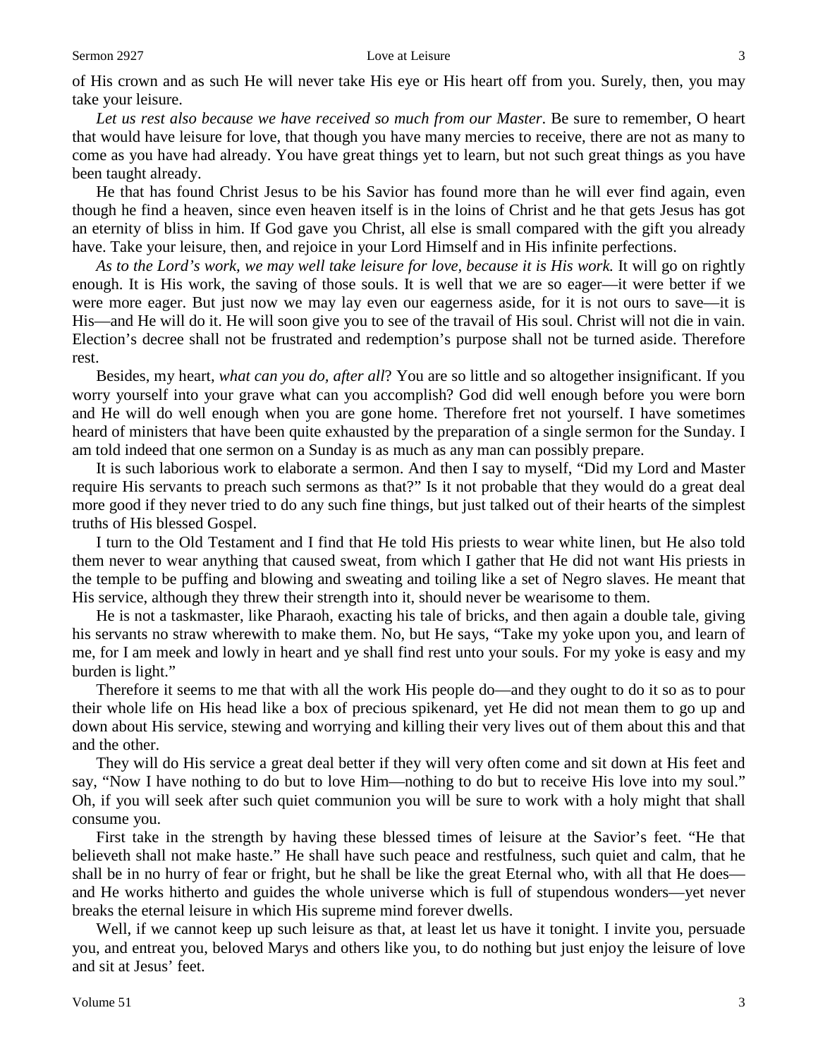of His crown and as such He will never take His eye or His heart off from you. Surely, then, you may take your leisure.

*Let us rest also because we have received so much from our Master*. Be sure to remember, O heart that would have leisure for love, that though you have many mercies to receive, there are not as many to come as you have had already. You have great things yet to learn, but not such great things as you have been taught already.

He that has found Christ Jesus to be his Savior has found more than he will ever find again, even though he find a heaven, since even heaven itself is in the loins of Christ and he that gets Jesus has got an eternity of bliss in him. If God gave you Christ, all else is small compared with the gift you already have. Take your leisure, then, and rejoice in your Lord Himself and in His infinite perfections.

*As to the Lord's work, we may well take leisure for love, because it is His work.* It will go on rightly enough. It is His work, the saving of those souls. It is well that we are so eager—it were better if we were more eager. But just now we may lay even our eagerness aside, for it is not ours to save—it is His—and He will do it. He will soon give you to see of the travail of His soul. Christ will not die in vain. Election's decree shall not be frustrated and redemption's purpose shall not be turned aside. Therefore rest.

Besides, my heart, *what can you do, after all*? You are so little and so altogether insignificant. If you worry yourself into your grave what can you accomplish? God did well enough before you were born and He will do well enough when you are gone home. Therefore fret not yourself. I have sometimes heard of ministers that have been quite exhausted by the preparation of a single sermon for the Sunday. I am told indeed that one sermon on a Sunday is as much as any man can possibly prepare.

It is such laborious work to elaborate a sermon. And then I say to myself, "Did my Lord and Master require His servants to preach such sermons as that?" Is it not probable that they would do a great deal more good if they never tried to do any such fine things, but just talked out of their hearts of the simplest truths of His blessed Gospel.

I turn to the Old Testament and I find that He told His priests to wear white linen, but He also told them never to wear anything that caused sweat, from which I gather that He did not want His priests in the temple to be puffing and blowing and sweating and toiling like a set of Negro slaves. He meant that His service, although they threw their strength into it, should never be wearisome to them.

He is not a taskmaster, like Pharaoh, exacting his tale of bricks, and then again a double tale, giving his servants no straw wherewith to make them. No, but He says, "Take my yoke upon you, and learn of me, for I am meek and lowly in heart and ye shall find rest unto your souls. For my yoke is easy and my burden is light."

Therefore it seems to me that with all the work His people do—and they ought to do it so as to pour their whole life on His head like a box of precious spikenard, yet He did not mean them to go up and down about His service, stewing and worrying and killing their very lives out of them about this and that and the other.

They will do His service a great deal better if they will very often come and sit down at His feet and say, "Now I have nothing to do but to love Him—nothing to do but to receive His love into my soul." Oh, if you will seek after such quiet communion you will be sure to work with a holy might that shall consume you.

First take in the strength by having these blessed times of leisure at the Savior's feet. "He that believeth shall not make haste." He shall have such peace and restfulness, such quiet and calm, that he shall be in no hurry of fear or fright, but he shall be like the great Eternal who, with all that He does—and He works hitherto and guides the whole universe which is full of stupendous wonders—yet never breaks the eternal leisure in which His supreme mind forever dwells.

Well, if we cannot keep up such leisure as that, at least let us have it tonight. I invite you, persuade you, and entreat you, beloved Marys and others like you, to do nothing but just enjoy the leisure of love and sit at Jesus' feet.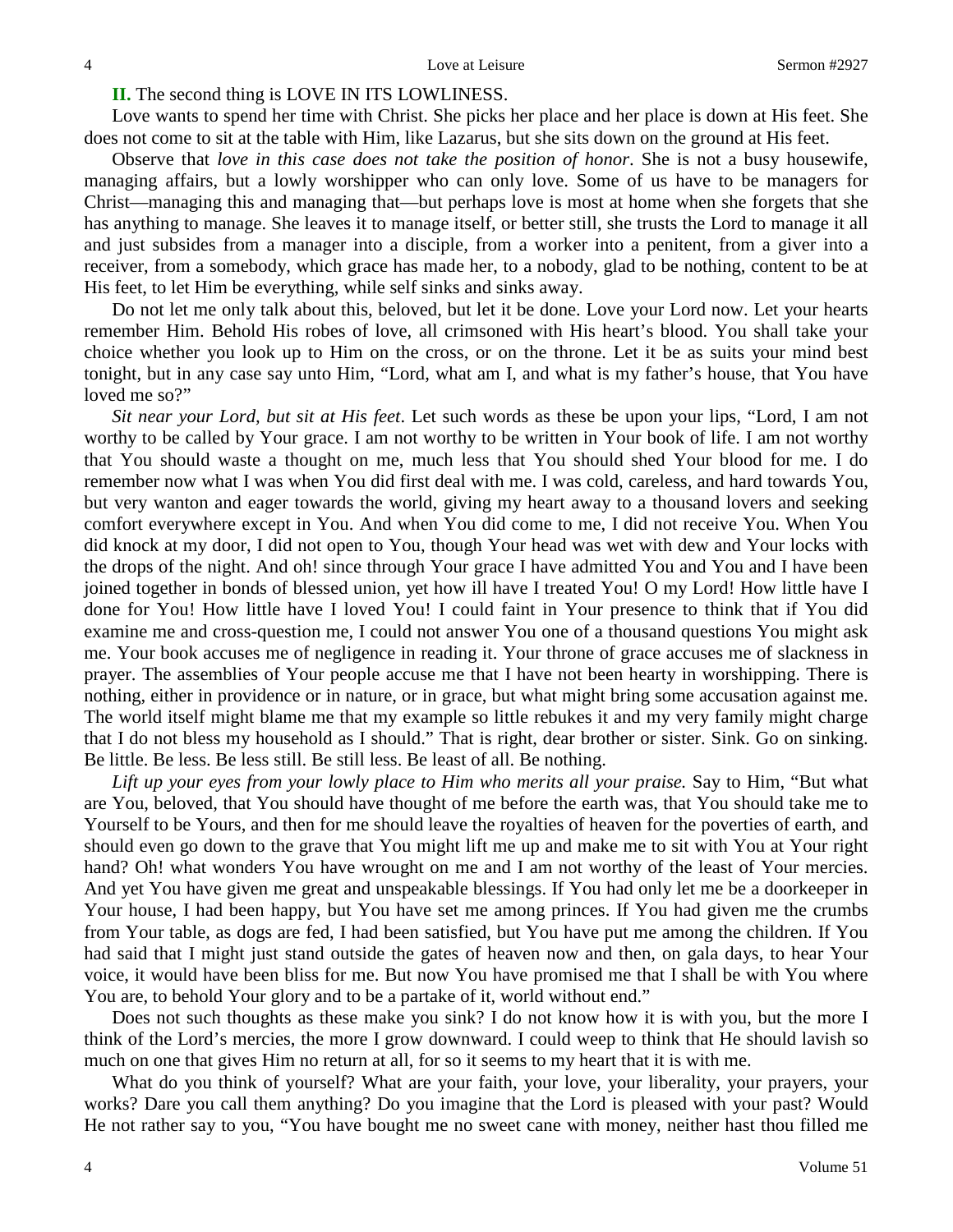**II.** The second thing is LOVE IN ITS LOWLINESS.

Love wants to spend her time with Christ. She picks her place and her place is down at His feet. She does not come to sit at the table with Him, like Lazarus, but she sits down on the ground at His feet.

Observe that *love in this case does not take the position of honor*. She is not a busy housewife, managing affairs, but a lowly worshipper who can only love. Some of us have to be managers for Christ—managing this and managing that—but perhaps love is most at home when she forgets that she has anything to manage. She leaves it to manage itself, or better still, she trusts the Lord to manage it all and just subsides from a manager into a disciple, from a worker into a penitent, from a giver into a receiver, from a somebody, which grace has made her, to a nobody, glad to be nothing, content to be at His feet, to let Him be everything, while self sinks and sinks away.

Do not let me only talk about this, beloved, but let it be done. Love your Lord now. Let your hearts remember Him. Behold His robes of love, all crimsoned with His heart's blood. You shall take your choice whether you look up to Him on the cross, or on the throne. Let it be as suits your mind best tonight, but in any case say unto Him, "Lord, what am I, and what is my father's house, that You have loved me so?"

*Sit near your Lord, but sit at His feet*. Let such words as these be upon your lips, "Lord, I am not worthy to be called by Your grace. I am not worthy to be written in Your book of life. I am not worthy that You should waste a thought on me, much less that You should shed Your blood for me. I do remember now what I was when You did first deal with me. I was cold, careless, and hard towards You, but very wanton and eager towards the world, giving my heart away to a thousand lovers and seeking comfort everywhere except in You. And when You did come to me, I did not receive You. When You did knock at my door, I did not open to You, though Your head was wet with dew and Your locks with the drops of the night. And oh! since through Your grace I have admitted You and You and I have been joined together in bonds of blessed union, yet how ill have I treated You! O my Lord! How little have I done for You! How little have I loved You! I could faint in Your presence to think that if You did examine me and cross-question me, I could not answer You one of a thousand questions You might ask me. Your book accuses me of negligence in reading it. Your throne of grace accuses me of slackness in prayer. The assemblies of Your people accuse me that I have not been hearty in worshipping. There is nothing, either in providence or in nature, or in grace, but what might bring some accusation against me. The world itself might blame me that my example so little rebukes it and my very family might charge that I do not bless my household as I should." That is right, dear brother or sister. Sink. Go on sinking. Be little. Be less. Be less still. Be still less. Be least of all. Be nothing.

*Lift up your eyes from your lowly place to Him who merits all your praise.* Say to Him, "But what are You, beloved, that You should have thought of me before the earth was, that You should take me to Yourself to be Yours, and then for me should leave the royalties of heaven for the poverties of earth, and should even go down to the grave that You might lift me up and make me to sit with You at Your right hand? Oh! what wonders You have wrought on me and I am not worthy of the least of Your mercies. And yet You have given me great and unspeakable blessings. If You had only let me be a doorkeeper in Your house, I had been happy, but You have set me among princes. If You had given me the crumbs from Your table, as dogs are fed, I had been satisfied, but You have put me among the children. If You had said that I might just stand outside the gates of heaven now and then, on gala days, to hear Your voice, it would have been bliss for me. But now You have promised me that I shall be with You where You are, to behold Your glory and to be a partake of it, world without end."

Does not such thoughts as these make you sink? I do not know how it is with you, but the more I think of the Lord's mercies, the more I grow downward. I could weep to think that He should lavish so much on one that gives Him no return at all, for so it seems to my heart that it is with me.

What do you think of yourself? What are your faith, your love, your liberality, your prayers, your works? Dare you call them anything? Do you imagine that the Lord is pleased with your past? Would He not rather say to you, "You have bought me no sweet cane with money, neither hast thou filled me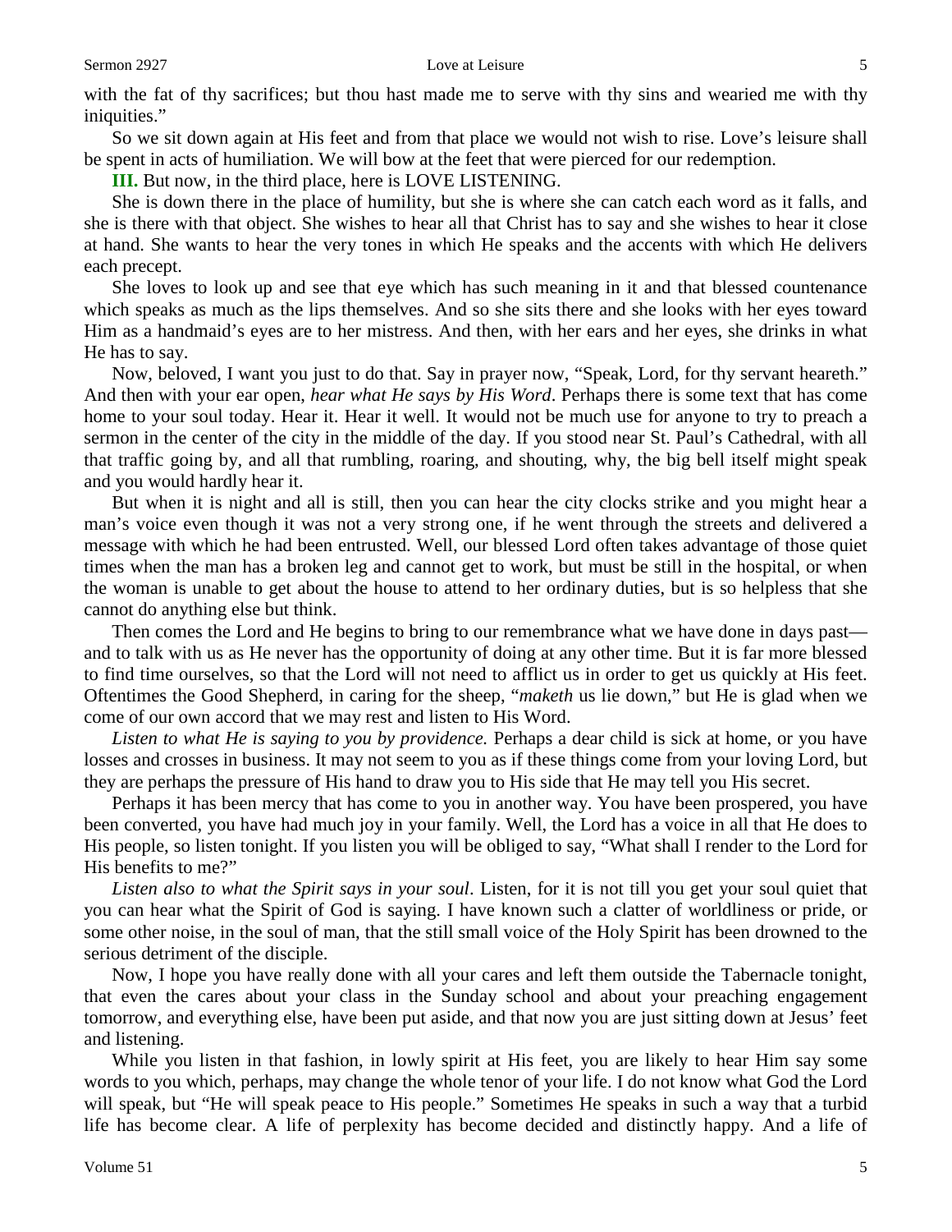with the fat of thy sacrifices; but thou hast made me to serve with thy sins and wearied me with thy iniquities."

So we sit down again at His feet and from that place we would not wish to rise. Love's leisure shall be spent in acts of humiliation. We will bow at the feet that were pierced for our redemption.

**III.** But now, in the third place, here is LOVE LISTENING.

She is down there in the place of humility, but she is where she can catch each word as it falls, and she is there with that object. She wishes to hear all that Christ has to say and she wishes to hear it close at hand. She wants to hear the very tones in which He speaks and the accents with which He delivers each precept.

She loves to look up and see that eye which has such meaning in it and that blessed countenance which speaks as much as the lips themselves. And so she sits there and she looks with her eyes toward Him as a handmaid's eyes are to her mistress. And then, with her ears and her eyes, she drinks in what He has to say.

Now, beloved, I want you just to do that. Say in prayer now, "Speak, Lord, for thy servant heareth." And then with your ear open, *hear what He says by His Word*. Perhaps there is some text that has come home to your soul today. Hear it. Hear it well. It would not be much use for anyone to try to preach a sermon in the center of the city in the middle of the day. If you stood near St. Paul's Cathedral, with all that traffic going by, and all that rumbling, roaring, and shouting, why, the big bell itself might speak and you would hardly hear it.

But when it is night and all is still, then you can hear the city clocks strike and you might hear a man's voice even though it was not a very strong one, if he went through the streets and delivered a message with which he had been entrusted. Well, our blessed Lord often takes advantage of those quiet times when the man has a broken leg and cannot get to work, but must be still in the hospital, or when the woman is unable to get about the house to attend to her ordinary duties, but is so helpless that she cannot do anything else but think.

Then comes the Lord and He begins to bring to our remembrance what we have done in days past—and to talk with us as He never has the opportunity of doing at any other time. But it is far more blessed to find time ourselves, so that the Lord will not need to afflict us in order to get us quickly at His feet. Oftentimes the Good Shepherd, in caring for the sheep, "*maketh* us lie down," but He is glad when we come of our own accord that we may rest and listen to His Word.

*Listen to what He is saying to you by providence.* Perhaps a dear child is sick at home, or you have losses and crosses in business. It may not seem to you as if these things come from your loving Lord, but they are perhaps the pressure of His hand to draw you to His side that He may tell you His secret.

Perhaps it has been mercy that has come to you in another way. You have been prospered, you have been converted, you have had much joy in your family. Well, the Lord has a voice in all that He does to His people, so listen tonight. If you listen you will be obliged to say, "What shall I render to the Lord for His benefits to me?"

*Listen also to what the Spirit says in your soul*. Listen, for it is not till you get your soul quiet that you can hear what the Spirit of God is saying. I have known such a clatter of worldliness or pride, or some other noise, in the soul of man, that the still small voice of the Holy Spirit has been drowned to the serious detriment of the disciple.

Now, I hope you have really done with all your cares and left them outside the Tabernacle tonight, that even the cares about your class in the Sunday school and about your preaching engagement tomorrow, and everything else, have been put aside, and that now you are just sitting down at Jesus' feet and listening.

While you listen in that fashion, in lowly spirit at His feet, you are likely to hear Him say some words to you which, perhaps, may change the whole tenor of your life. I do not know what God the Lord will speak, but "He will speak peace to His people." Sometimes He speaks in such a way that a turbid life has become clear. A life of perplexity has become decided and distinctly happy. And a life of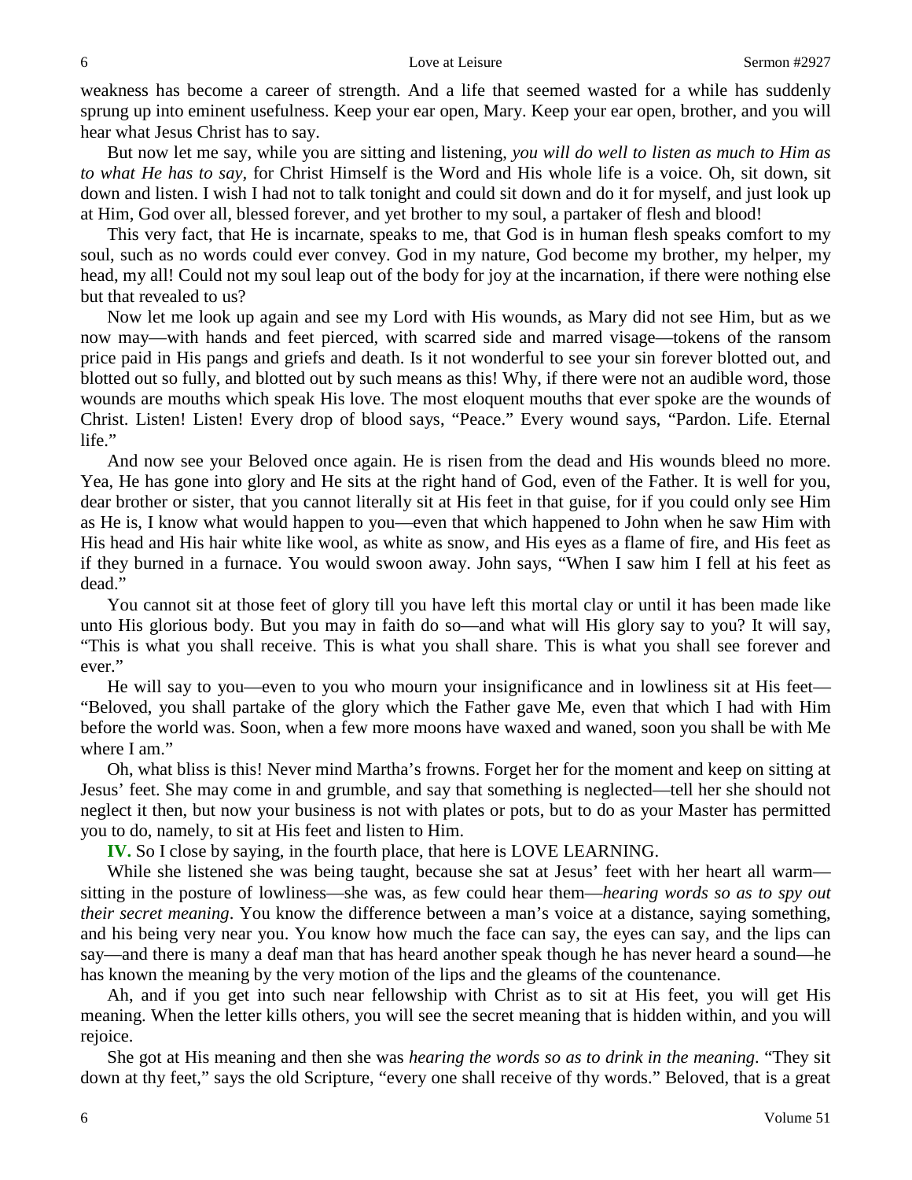weakness has become a career of strength. And a life that seemed wasted for a while has suddenly sprung up into eminent usefulness. Keep your ear open, Mary. Keep your ear open, brother, and you will hear what Jesus Christ has to say.

But now let me say, while you are sitting and listening, *you will do well to listen as much to Him as to what He has to say,* for Christ Himself is the Word and His whole life is a voice. Oh, sit down, sit down and listen. I wish I had not to talk tonight and could sit down and do it for myself, and just look up at Him, God over all, blessed forever, and yet brother to my soul, a partaker of flesh and blood!

This very fact, that He is incarnate, speaks to me, that God is in human flesh speaks comfort to my soul, such as no words could ever convey. God in my nature, God become my brother, my helper, my head, my all! Could not my soul leap out of the body for joy at the incarnation, if there were nothing else but that revealed to us?

Now let me look up again and see my Lord with His wounds, as Mary did not see Him, but as we now may—with hands and feet pierced, with scarred side and marred visage—tokens of the ransom price paid in His pangs and griefs and death. Is it not wonderful to see your sin forever blotted out, and blotted out so fully, and blotted out by such means as this! Why, if there were not an audible word, those wounds are mouths which speak His love. The most eloquent mouths that ever spoke are the wounds of Christ. Listen! Listen! Every drop of blood says, "Peace." Every wound says, "Pardon. Life. Eternal life."

And now see your Beloved once again. He is risen from the dead and His wounds bleed no more. Yea, He has gone into glory and He sits at the right hand of God, even of the Father. It is well for you, dear brother or sister, that you cannot literally sit at His feet in that guise, for if you could only see Him as He is, I know what would happen to you—even that which happened to John when he saw Him with His head and His hair white like wool, as white as snow, and His eyes as a flame of fire, and His feet as if they burned in a furnace. You would swoon away. John says, "When I saw him I fell at his feet as dead."

You cannot sit at those feet of glory till you have left this mortal clay or until it has been made like unto His glorious body. But you may in faith do so—and what will His glory say to you? It will say, "This is what you shall receive. This is what you shall share. This is what you shall see forever and ever."

He will say to you—even to you who mourn your insignificance and in lowliness sit at His feet—"Beloved, you shall partake of the glory which the Father gave Me, even that which I had with Him before the world was. Soon, when a few more moons have waxed and waned, soon you shall be with Me where I am."

Oh, what bliss is this! Never mind Martha's frowns. Forget her for the moment and keep on sitting at Jesus' feet. She may come in and grumble, and say that something is neglected—tell her she should not neglect it then, but now your business is not with plates or pots, but to do as your Master has permitted you to do, namely, to sit at His feet and listen to Him.

**IV.** So I close by saying, in the fourth place, that here is LOVE LEARNING.

While she listened she was being taught, because she sat at Jesus' feet with her heart all warm—sitting in the posture of lowliness—she was, as few could hear them—*hearing words so as to spy out their secret meaning*. You know the difference between a man's voice at a distance, saying something, and his being very near you. You know how much the face can say, the eyes can say, and the lips can say—and there is many a deaf man that has heard another speak though he has never heard a sound—he has known the meaning by the very motion of the lips and the gleams of the countenance.

Ah, and if you get into such near fellowship with Christ as to sit at His feet, you will get His meaning. When the letter kills others, you will see the secret meaning that is hidden within, and you will rejoice.

She got at His meaning and then she was *hearing the words so as to drink in the meaning*. "They sit down at thy feet," says the old Scripture, "every one shall receive of thy words." Beloved, that is a great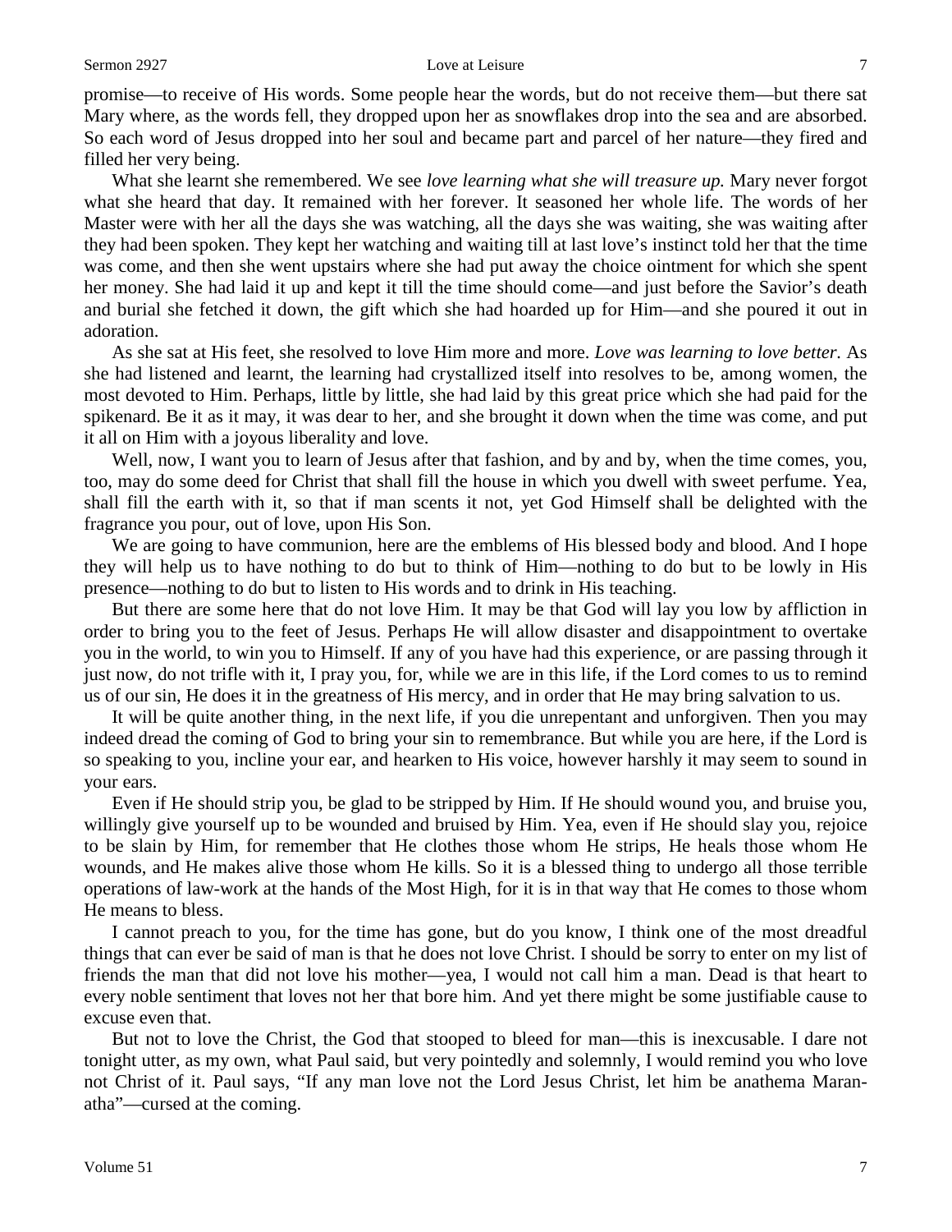promise—to receive of His words. Some people hear the words, but do not receive them—but there sat Mary where, as the words fell, they dropped upon her as snowflakes drop into the sea and are absorbed. So each word of Jesus dropped into her soul and became part and parcel of her nature—they fired and filled her very being.

What she learnt she remembered. We see *love learning what she will treasure up.* Mary never forgot what she heard that day. It remained with her forever. It seasoned her whole life. The words of her Master were with her all the days she was watching, all the days she was waiting, she was waiting after they had been spoken. They kept her watching and waiting till at last love's instinct told her that the time was come, and then she went upstairs where she had put away the choice ointment for which she spent her money. She had laid it up and kept it till the time should come—and just before the Savior's death and burial she fetched it down, the gift which she had hoarded up for Him—and she poured it out in adoration.

As she sat at His feet, she resolved to love Him more and more. *Love was learning to love better.* As she had listened and learnt, the learning had crystallized itself into resolves to be, among women, the most devoted to Him. Perhaps, little by little, she had laid by this great price which she had paid for the spikenard. Be it as it may, it was dear to her, and she brought it down when the time was come, and put it all on Him with a joyous liberality and love.

Well, now, I want you to learn of Jesus after that fashion, and by and by, when the time comes, you, too, may do some deed for Christ that shall fill the house in which you dwell with sweet perfume. Yea, shall fill the earth with it, so that if man scents it not, yet God Himself shall be delighted with the fragrance you pour, out of love, upon His Son.

We are going to have communion, here are the emblems of His blessed body and blood. And I hope they will help us to have nothing to do but to think of Him—nothing to do but to be lowly in His presence—nothing to do but to listen to His words and to drink in His teaching.

But there are some here that do not love Him. It may be that God will lay you low by affliction in order to bring you to the feet of Jesus. Perhaps He will allow disaster and disappointment to overtake you in the world, to win you to Himself. If any of you have had this experience, or are passing through it just now, do not trifle with it, I pray you, for, while we are in this life, if the Lord comes to us to remind us of our sin, He does it in the greatness of His mercy, and in order that He may bring salvation to us.

It will be quite another thing, in the next life, if you die unrepentant and unforgiven. Then you may indeed dread the coming of God to bring your sin to remembrance. But while you are here, if the Lord is so speaking to you, incline your ear, and hearken to His voice, however harshly it may seem to sound in your ears.

Even if He should strip you, be glad to be stripped by Him. If He should wound you, and bruise you, willingly give yourself up to be wounded and bruised by Him. Yea, even if He should slay you, rejoice to be slain by Him, for remember that He clothes those whom He strips, He heals those whom He wounds, and He makes alive those whom He kills. So it is a blessed thing to undergo all those terrible operations of law-work at the hands of the Most High, for it is in that way that He comes to those whom He means to bless.

I cannot preach to you, for the time has gone, but do you know, I think one of the most dreadful things that can ever be said of man is that he does not love Christ. I should be sorry to enter on my list of friends the man that did not love his mother—yea, I would not call him a man. Dead is that heart to every noble sentiment that loves not her that bore him. And yet there might be some justifiable cause to excuse even that.

But not to love the Christ, the God that stooped to bleed for man—this is inexcusable. I dare not tonight utter, as my own, what Paul said, but very pointedly and solemnly, I would remind you who love not Christ of it. Paul says, "If any man love not the Lord Jesus Christ, let him be anathema Maranatha"—cursed at the coming.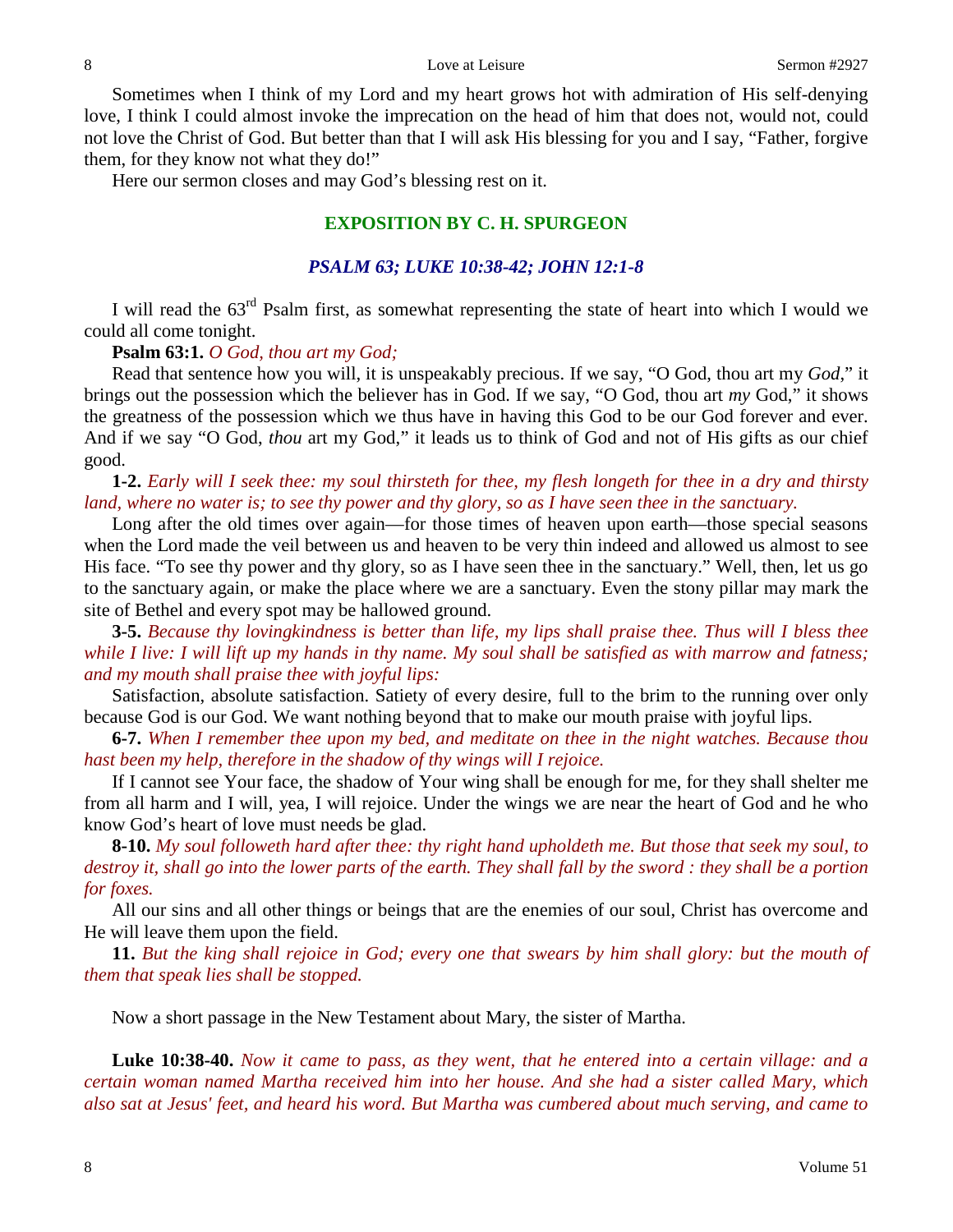Sometimes when I think of my Lord and my heart grows hot with admiration of His self-denying love, I think I could almost invoke the imprecation on the head of him that does not, would not, could not love the Christ of God. But better than that I will ask His blessing for you and I say, "Father, forgive them, for they know not what they do!"

Here our sermon closes and may God's blessing rest on it.

## EXPOSITION BY C. H. SPURGEON

### *PSALM 63; LUKE 10:38-42; JOHN 12:1-8*

I will read the 63rd Psalm first, as somewhat representing the state of heart into which I would we could all come tonight.

**Psalm 63:1.** *O God, thou art my God;*

Read that sentence how you will, it is unspeakably precious. If we say, "O God, thou art my *God*," it brings out the possession which the believer has in God. If we say, "O God, thou art *my* God," it shows the greatness of the possession which we thus have in having this God to be our God forever and ever. And if we say "O God, *thou* art my God," it leads us to think of God and not of His gifts as our chief good.

**1-2.** *Early will I seek thee: my soul thirsteth for thee, my flesh longeth for thee in a dry and thirsty land, where no water is; to see thy power and thy glory, so as I have seen thee in the sanctuary.*

Long after the old times over again—for those times of heaven upon earth—those special seasons when the Lord made the veil between us and heaven to be very thin indeed and allowed us almost to see His face. "To see thy power and thy glory, so as I have seen thee in the sanctuary." Well, then, let us go to the sanctuary again, or make the place where we are a sanctuary. Even the stony pillar may mark the site of Bethel and every spot may be hallowed ground.

**3-5.** *Because thy lovingkindness is better than life, my lips shall praise thee. Thus will I bless thee while I live: I will lift up my hands in thy name. My soul shall be satisfied as with marrow and fatness; and my mouth shall praise thee with joyful lips:*

Satisfaction, absolute satisfaction. Satiety of every desire, full to the brim to the running over only because God is our God. We want nothing beyond that to make our mouth praise with joyful lips.

**6-7.** *When I remember thee upon my bed, and meditate on thee in the night watches. Because thou hast been my help, therefore in the shadow of thy wings will I rejoice.*

If I cannot see Your face, the shadow of Your wing shall be enough for me, for they shall shelter me from all harm and I will, yea, I will rejoice. Under the wings we are near the heart of God and he who know God's heart of love must needs be glad.

**8-10.** *My soul followeth hard after thee: thy right hand upholdeth me. But those that seek my soul, to destroy it, shall go into the lower parts of the earth. They shall fall by the sword : they shall be a portion for foxes.*

All our sins and all other things or beings that are the enemies of our soul, Christ has overcome and He will leave them upon the field.

**11.** *But the king shall rejoice in God; every one that swears by him shall glory: but the mouth of them that speak lies shall be stopped.*

Now a short passage in the New Testament about Mary, the sister of Martha.

**Luke 10:38-40.** *Now it came to pass, as they went, that he entered into a certain village: and a certain woman named Martha received him into her house. And she had a sister called Mary, which also sat at Jesus' feet, and heard his word. But Martha was cumbered about much serving, and came to*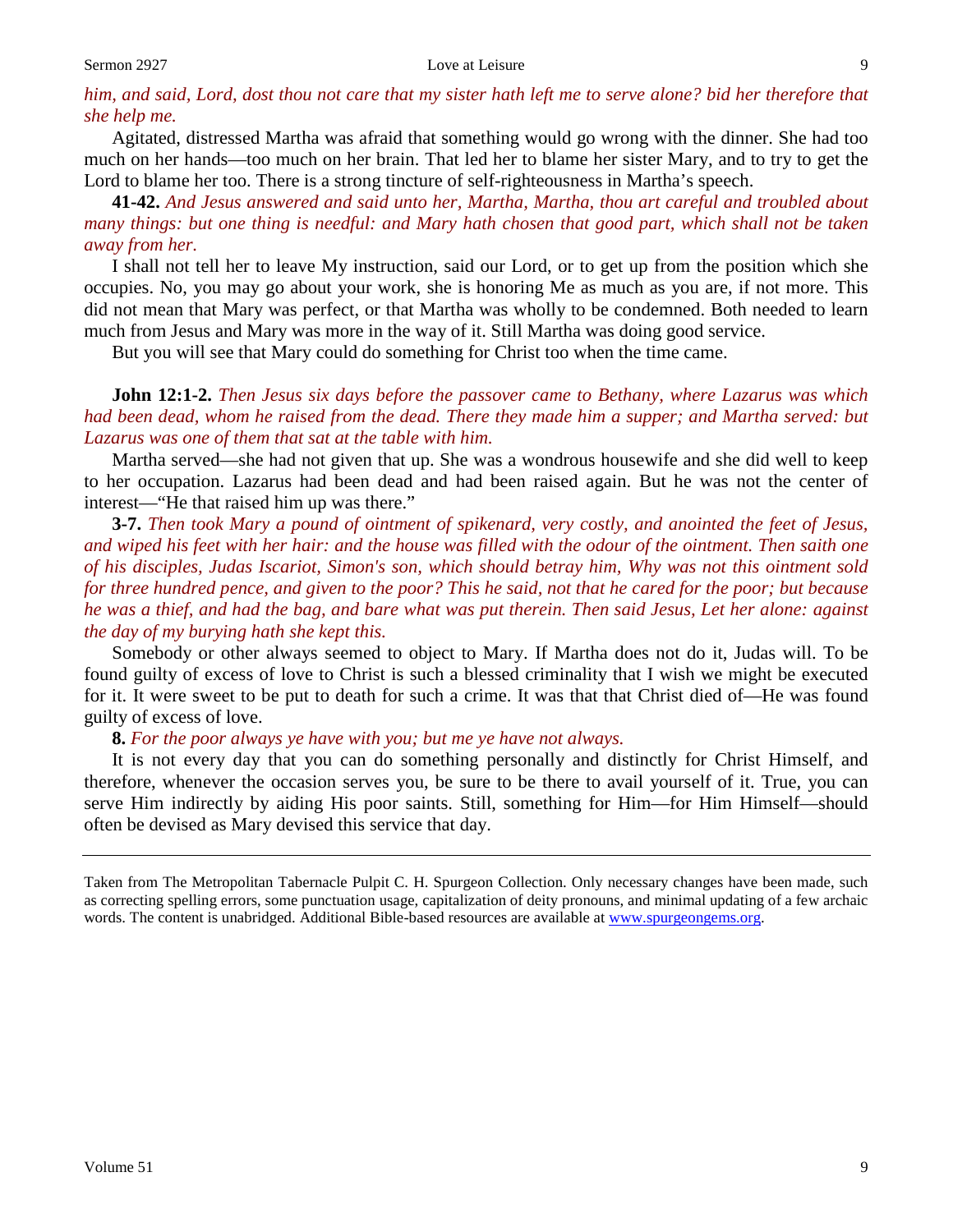*him, and said, Lord, dost thou not care that my sister hath left me to serve alone? bid her therefore that she help me.*

Agitated, distressed Martha was afraid that something would go wrong with the dinner. She had too much on her hands—too much on her brain. That led her to blame her sister Mary, and to try to get the Lord to blame her too. There is a strong tincture of self-righteousness in Martha's speech.

**41-42.** *And Jesus answered and said unto her, Martha, Martha, thou art careful and troubled about many things: but one thing is needful: and Mary hath chosen that good part, which shall not be taken away from her.*

I shall not tell her to leave My instruction, said our Lord, or to get up from the position which she occupies. No, you may go about your work, she is honoring Me as much as you are, if not more. This did not mean that Mary was perfect, or that Martha was wholly to be condemned. Both needed to learn much from Jesus and Mary was more in the way of it. Still Martha was doing good service.

But you will see that Mary could do something for Christ too when the time came.

**John 12:1-2.** *Then Jesus six days before the passover came to Bethany, where Lazarus was which had been dead, whom he raised from the dead. There they made him a supper; and Martha served: but Lazarus was one of them that sat at the table with him.*

Martha served—she had not given that up. She was a wondrous housewife and she did well to keep to her occupation. Lazarus had been dead and had been raised again. But he was not the center of interest—"He that raised him up was there."

**3-7.** *Then took Mary a pound of ointment of spikenard, very costly, and anointed the feet of Jesus, and wiped his feet with her hair: and the house was filled with the odour of the ointment. Then saith one of his disciples, Judas Iscariot, Simon's son, which should betray him, Why was not this ointment sold for three hundred pence, and given to the poor? This he said, not that he cared for the poor; but because he was a thief, and had the bag, and bare what was put therein. Then said Jesus, Let her alone: against the day of my burying hath she kept this.*

Somebody or other always seemed to object to Mary. If Martha does not do it, Judas will. To be found guilty of excess of love to Christ is such a blessed criminality that I wish we might be executed for it. It were sweet to be put to death for such a crime. It was that that Christ died of—He was found guilty of excess of love.

**8.** *For the poor always ye have with you; but me ye have not always.*

It is not every day that you can do something personally and distinctly for Christ Himself, and therefore, whenever the occasion serves you, be sure to be there to avail yourself of it. True, you can serve Him indirectly by aiding His poor saints. Still, something for Him—for Him Himself—should often be devised as Mary devised this service that day.

---

Taken from The Metropolitan Tabernacle Pulpit C. H. Spurgeon Collection. Only necessary changes have been made, such as correcting spelling errors, some punctuation usage, capitalization of deity pronouns, and minimal updating of a few archaic words. The content is unabridged. Additional Bible-based resources are available at [www.spurgeongems.org](http://www.spurgeongems.org).